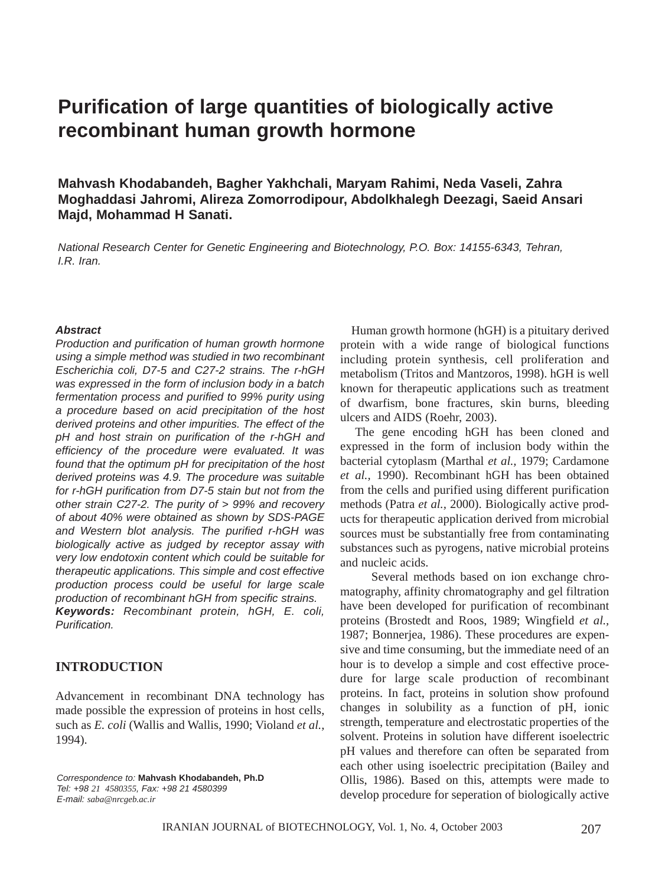# Purification of large quantities of biologically active recombinant human growth hormone

**Mahvash Khodabandeh, Bagher Yakhchali, Maryam Rahimi, Neda Vaseli, Zahra Moghaddasi Jahromi, Alireza Zomorrodipour, Abdolkhalegh Deezagi, Saeid Ansari Majd, Mohammad H Sanati.**

*National Research Center for Genetic Engineering and Biotechnology, P.O. Box: 14155-6343, Tehran, I.R. Iran.*

***Abstract***

*Production and purification of human growth hormone using a simple method was studied in two recombinant Escherichia coli, D7-5 and C27-2 strains. The r-hGH was expressed in the form of inclusion body in a batch fermentation process and purified to 99% purity using a procedure based on acid precipitation of the host derived proteins and other impurities. The effect of the pH and host strain on purification of the r-hGH and efficiency of the procedure were evaluated. It was found that the optimum pH for precipitation of the host derived proteins was 4.9. The procedure was suitable for r-hGH purification from D7-5 stain but not from the other strain C27-2. The purity of > 99% and recovery of about 40% were obtained as shown by SDS-PAGE and Western blot analysis. The purified r-hGH was biologically active as judged by receptor assay with very low endotoxin content which could be suitable for therapeutic applications. This simple and cost effective production process could be useful for large scale production of recombinant hGH from specific strains.*

***Keywords:*** *Recombinant protein, hGH, E. coli, Purification.*

## INTRODUCTION

Advancement in recombinant DNA technology has made possible the expression of proteins in host cells, such as *E. coli* (Wallis and Wallis, 1990; Violand *et al.*, 1994).

Human growth hormone (hGH) is a pituitary derived protein with a wide range of biological functions including protein synthesis, cell proliferation and metabolism (Tritos and Mantzoros, 1998). hGH is well known for therapeutic applications such as treatment of dwarfism, bone fractures, skin burns, bleeding ulcers and AIDS (Roehr, 2003).

The gene encoding hGH has been cloned and expressed in the form of inclusion body within the bacterial cytoplasm (Marthal *et al.,* 1979; Cardamone *et al.,* 1990). Recombinant hGH has been obtained from the cells and purified using different purification methods (Patra *et al.*, 2000). Biologically active products for therapeutic application derived from microbial sources must be substantially free from contaminating substances such as pyrogens, native microbial proteins and nucleic acids.

Several methods based on ion exchange chromatography, affinity chromatography and gel filtration have been developed for purification of recombinant proteins (Brostedt and Roos, 1989; Wingfield *et al.,* 1987; Bonnerjea, 1986). These procedures are expensive and time consuming, but the immediate need of an hour is to develop a simple and cost effective procedure for large scale production of recombinant proteins. In fact, proteins in solution show profound changes in solubility as a function of pH, ionic strength, temperature and electrostatic properties of the solvent. Proteins in solution have different isoelectric pH values and therefore can often be separated from each other using isoelectric precipitation (Bailey and Ollis, 1986). Based on this, attempts were made to develop procedure for seperation of biologically active

*Correspondence to:* **Mahvash Khodabandeh, Ph.D**
*Tel: +98 21 4580355, Fax: +98 21 4580399*
*E-mail: saba@nrcgeb.ac.ir*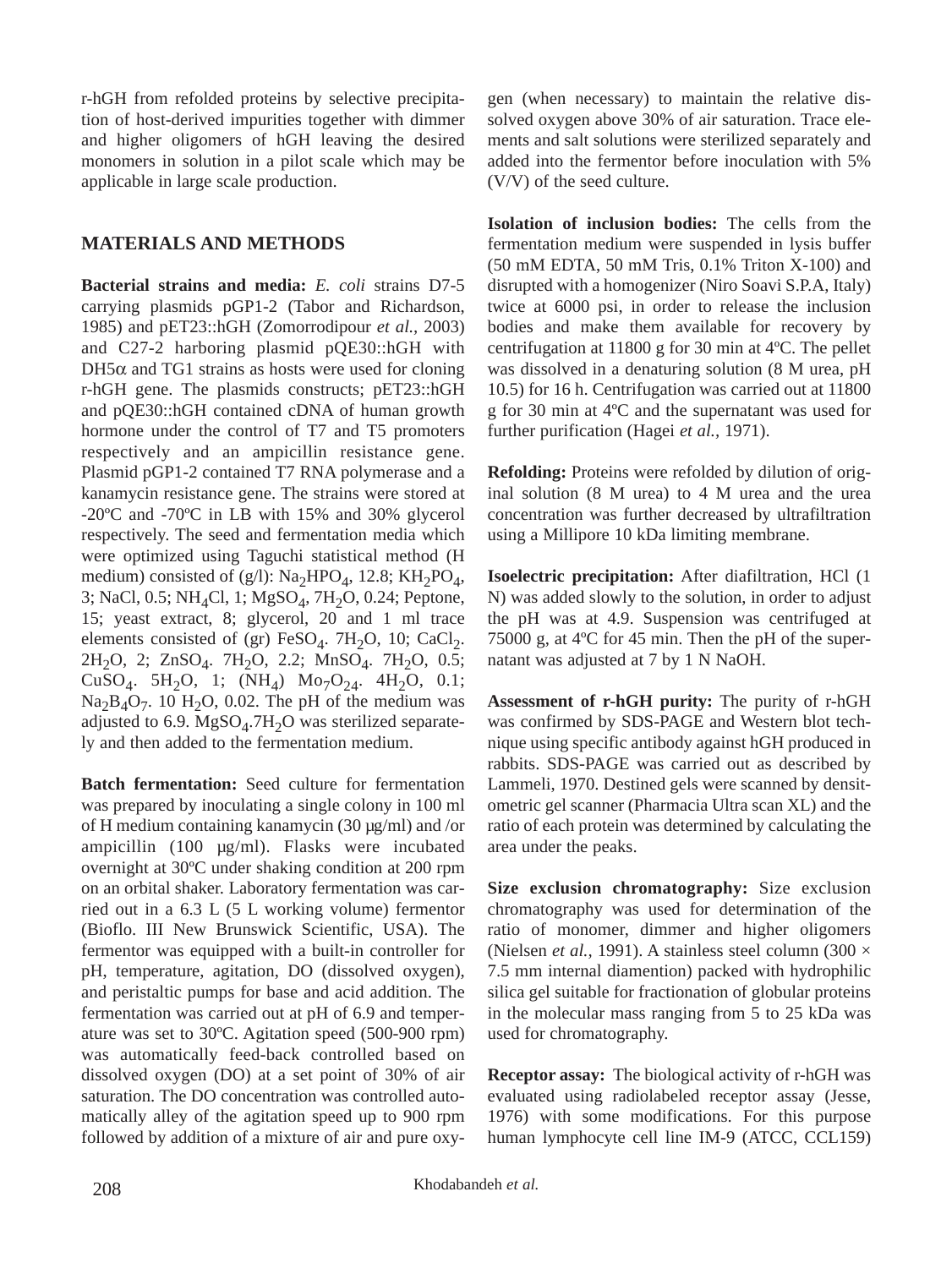r-hGH from refolded proteins by selective precipitation of host-derived impurities together with dimmer and higher oligomers of hGH leaving the desired monomers in solution in a pilot scale which may be applicable in large scale production.

## MATERIALS AND METHODS

**Bacterial strains and media:** *E. coli* strains D7-5 carrying plasmids pGP1-2 (Tabor and Richardson, 1985) and pET23::hGH (Zomorrodipour *et al.*, 2003) and C27-2 harboring plasmid pQE30::hGH with DH5$\alpha$ and TG1 strains as hosts were used for cloning r-hGH gene. The plasmids constructs; pET23::hGH and pQE30::hGH contained cDNA of human growth hormone under the control of T7 and T5 promoters respectively and an ampicillin resistance gene. Plasmid pGP1-2 contained T7 RNA polymerase and a kanamycin resistance gene. The strains were stored at -20ºC and -70ºC in LB with 15% and 30% glycerol respectively. The seed and fermentation media which were optimized using Taguchi statistical method (H medium) consisted of (g/l): $Na_2HPO_4$, 12.8; $KH_2PO_4$, 3; NaCl, 0.5; $NH_4Cl$, 1; $MgSO_4$, $7H_2O$, 0.24; Peptone, 15; yeast extract, 8; glycerol, 20 and 1 ml trace elements consisted of (gr) $FeSO_4$. $7H_2O$, 10; $CaCl_2$. $2H_2O$, 2; $ZnSO_4$. $7H_2O$, 2.2; $MnSO_4$. $7H_2O$, 0.5; $CuSO_4$. $5H_2O$, 1; $(NH_4)$ $Mo_7O_{24}$. $4H_2O$, 0.1; $Na_2B_4O_7$. 10 $H_2O$, 0.02. The pH of the medium was adjusted to 6.9. $MgSO_4.7H_2O$ was sterilized separately and then added to the fermentation medium.

**Batch fermentation:** Seed culture for fermentation was prepared by inoculating a single colony in 100 ml of H medium containing kanamycin (30 µg/ml) and /or ampicillin (100 µg/ml). Flasks were incubated overnight at 30ºC under shaking condition at 200 rpm on an orbital shaker. Laboratory fermentation was carried out in a 6.3 L (5 L working volume) fermentor (Bioflo. III New Brunswick Scientific, USA). The fermentor was equipped with a built-in controller for pH, temperature, agitation, DO (dissolved oxygen), and peristaltic pumps for base and acid addition. The fermentation was carried out at pH of 6.9 and temperature was set to 30ºC. Agitation speed (500-900 rpm) was automatically feed-back controlled based on dissolved oxygen (DO) at a set point of 30% of air saturation. The DO concentration was controlled automatically alley of the agitation speed up to 900 rpm followed by addition of a mixture of air and pure oxygen (when necessary) to maintain the relative dissolved oxygen above 30% of air saturation. Trace elements and salt solutions were sterilized separately and added into the fermentor before inoculation with 5% (V/V) of the seed culture.

**Isolation of inclusion bodies:** The cells from the fermentation medium were suspended in lysis buffer (50 mM EDTA, 50 mM Tris, 0.1% Triton X-100) and disrupted with a homogenizer (Niro Soavi S.P.A, Italy) twice at 6000 psi, in order to release the inclusion bodies and make them available for recovery by centrifugation at 11800 g for 30 min at 4ºC. The pellet was dissolved in a denaturing solution (8 M urea, pH 10.5) for 16 h. Centrifugation was carried out at 11800 g for 30 min at 4ºC and the supernatant was used for further purification (Hagei *et al.*, 1971).

**Refolding:** Proteins were refolded by dilution of original solution (8 M urea) to 4 M urea and the urea concentration was further decreased by ultrafiltration using a Millipore 10 kDa limiting membrane.

**Isoelectric precipitation:** After diafiltration, HCl (1 N) was added slowly to the solution, in order to adjust the pH was at 4.9. Suspension was centrifuged at 75000 g, at 4ºC for 45 min. Then the pH of the supernatant was adjusted at 7 by 1 N NaOH.

**Assessment of r-hGH purity:** The purity of r-hGH was confirmed by SDS-PAGE and Western blot technique using specific antibody against hGH produced in rabbits. SDS-PAGE was carried out as described by Lammeli, 1970. Destined gels were scanned by densitometric gel scanner (Pharmacia Ultra scan XL) and the ratio of each protein was determined by calculating the area under the peaks.

**Size exclusion chromatography:** Size exclusion chromatography was used for determination of the ratio of monomer, dimmer and higher oligomers (Nielsen *et al.*, 1991). A stainless steel column (300 × 7.5 mm internal diamention) packed with hydrophilic silica gel suitable for fractionation of globular proteins in the molecular mass ranging from 5 to 25 kDa was used for chromatography.

**Receptor assay:** The biological activity of r-hGH was evaluated using radiolabeled receptor assay (Jesse, 1976) with some modifications. For this purpose human lymphocyte cell line IM-9 (ATCC, CCL159)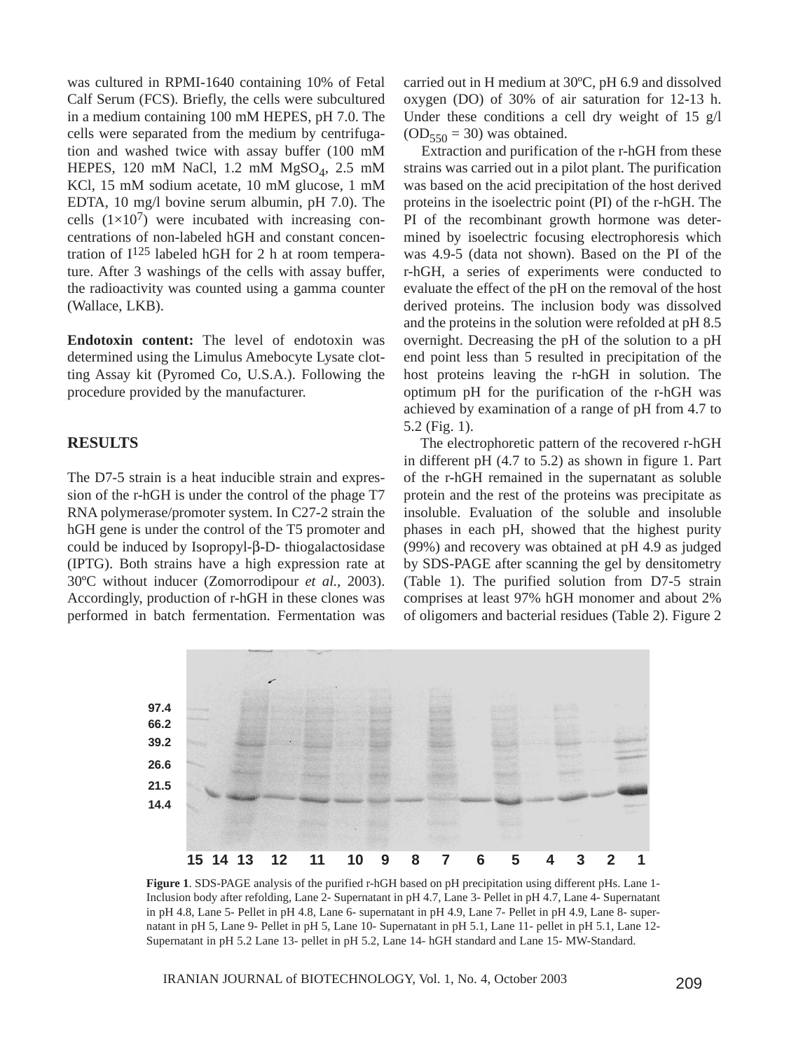was cultured in RPMI-1640 containing 10% of Fetal Calf Serum (FCS). Briefly, the cells were subcultured in a medium containing 100 mM HEPES, pH 7.0. The cells were separated from the medium by centrifugation and washed twice with assay buffer (100 mM HEPES, 120 mM NaCl, 1.2 mM $MgSO_4$, 2.5 mM KCl, 15 mM sodium acetate, 10 mM glucose, 1 mM EDTA, 10 mg/l bovine serum albumin, pH 7.0). The cells ($1\times10^7$) were incubated with increasing concentrations of non-labeled hGH and constant concentration of $I^{125}$ labeled hGH for 2 h at room temperature. After 3 washings of the cells with assay buffer, the radioactivity was counted using a gamma counter (Wallace, LKB).

**Endotoxin content:** The level of endotoxin was determined using the Limulus Amebocyte Lysate clotting Assay kit (Pyromed Co, U.S.A.). Following the procedure provided by the manufacturer.

## RESULTS

The D7-5 strain is a heat inducible strain and expression of the r-hGH is under the control of the phage T7 RNA polymerase/promoter system. In C27-2 strain the hGH gene is under the control of the T5 promoter and could be induced by Isopropyl-β-D- thiogalactosidase (IPTG). Both strains have a high expression rate at 30ºC without inducer (Zomorrodipour *et al.*, 2003). Accordingly, production of r-hGH in these clones was performed in batch fermentation. Fermentation was carried out in H medium at 30ºC, pH 6.9 and dissolved oxygen (DO) of 30% of air saturation for 12-13 h. Under these conditions a cell dry weight of 15 g/l ($OD_{550}$ = 30) was obtained.

Extraction and purification of the r-hGH from these strains was carried out in a pilot plant. The purification was based on the acid precipitation of the host derived proteins in the isoelectric point (PI) of the r-hGH. The PI of the recombinant growth hormone was determined by isoelectric focusing electrophoresis which was 4.9-5 (data not shown). Based on the PI of the r-hGH, a series of experiments were conducted to evaluate the effect of the pH on the removal of the host derived proteins. The inclusion body was dissolved and the proteins in the solution were refolded at pH 8.5 overnight. Decreasing the pH of the solution to a pH end point less than 5 resulted in precipitation of the host proteins leaving the r-hGH in solution. The optimum pH for the purification of the r-hGH was achieved by examination of a range of pH from 4.7 to 5.2 (Fig. 1).

The electrophoretic pattern of the recovered r-hGH in different pH (4.7 to 5.2) as shown in figure 1. Part of the r-hGH remained in the supernatant as soluble protein and the rest of the proteins was precipitate as insoluble. Evaluation of the soluble and insoluble phases in each pH, showed that the highest purity (99%) and recovery was obtained at pH 4.9 as judged by SDS-PAGE after scanning the gel by densitometry (Table 1). The purified solution from D7-5 strain comprises at least 97% hGH monomer and about 2% of oligomers and bacterial residues (Table 2). Figure 2

**Figure 1**. SDS-PAGE analysis of the purified r-hGH based on pH precipitation using different pHs. Lane 1- Inclusion body after refolding, Lane 2- Supernatant in pH 4.7, Lane 3- Pellet in pH 4.7, Lane 4- Supernatant in pH 4.8, Lane 5- Pellet in pH 4.8, Lane 6- supernatant in pH 4.9, Lane 7- Pellet in pH 4.9, Lane 8- supernatant in pH 5, Lane 9- Pellet in pH 5, Lane 10- Supernatant in pH 5.1, Lane 11- pellet in pH 5.1, Lane 12- Supernatant in pH 5.2 Lane 13- pellet in pH 5.2, Lane 14- hGH standard and Lane 15- MW-Standard.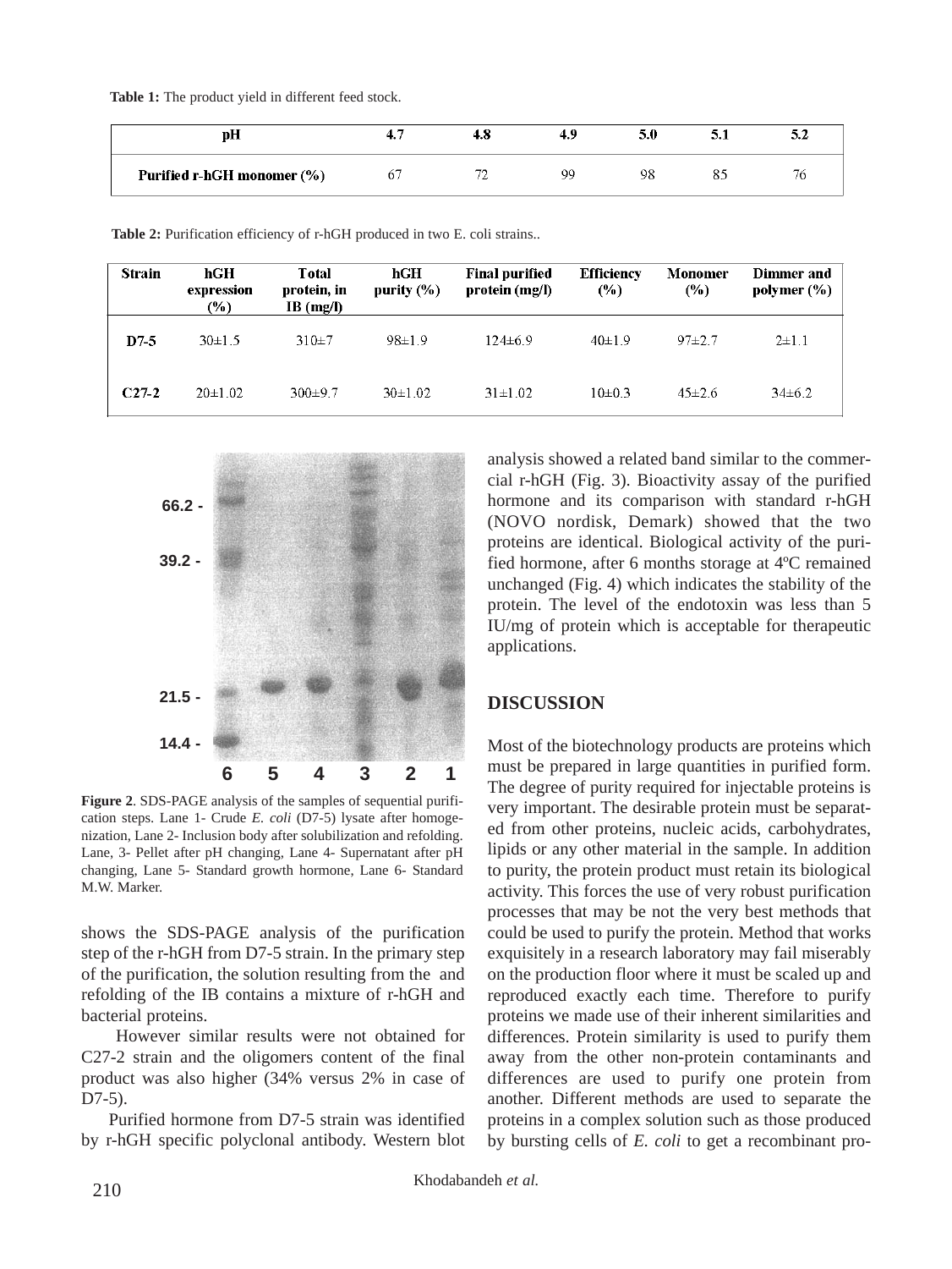**Table 1:** The product yield in different feed stock.

| pH | 4.7 | 4.8 | 4.9 | 5.0 | 5.1 | 5.2 |
|---|---|---|---|---|---|---|
| Purified r-hGH monomer (%) | 67 | 72 | 99 | 98 | 85 | 76 |

**Table 2:** Purification efficiency of r-hGH produced in two E. coli strains..

| Strain | hGH expression (%) | Total protein, in IB (mg/l) | hGH purity (%) | Final purified protein (mg/l) | Efficiency (%) | Monomer (%) | Dimmer and polymer (%) |
|---|---|---|---|---|---|---|---|
| D7-5 | 30±1.5 | 310±7 | 98±1.9 | 124±6.9 | 40±1.9 | 97±2.7 | 2±1.1 |
| C27-2 | 20±1.02 | 300±9.7 | 30±1.02 | 31±1.02 | 10±0.3 | 45±2.6 | 34±6.2 |

**Figure 2**. SDS-PAGE analysis of the samples of sequential purification steps. Lane 1- Crude *E. coli* (D7-5) lysate after homogenization, Lane 2- Inclusion body after solubilization and refolding. Lane, 3- Pellet after pH changing, Lane 4- Supernatant after pH changing, Lane 5- Standard growth hormone, Lane 6- Standard M.W. Marker.

shows the SDS-PAGE analysis of the purification step of the r-hGH from D7-5 strain. In the primary step of the purification, the solution resulting from the and refolding of the IB contains a mixture of r-hGH and bacterial proteins.

However similar results were not obtained for C27-2 strain and the oligomers content of the final product was also higher (34% versus 2% in case of D7-5).

Purified hormone from D7-5 strain was identified by r-hGH specific polyclonal antibody. Western blot analysis showed a related band similar to the commercial r-hGH (Fig. 3). Bioactivity assay of the purified hormone and its comparison with standard r-hGH (NOVO nordisk, Demark) showed that the two proteins are identical. Biological activity of the purified hormone, after 6 months storage at 4ºC remained unchanged (Fig. 4) which indicates the stability of the protein. The level of the endotoxin was less than 5 IU/mg of protein which is acceptable for therapeutic applications.

## DISCUSSION

Most of the biotechnology products are proteins which must be prepared in large quantities in purified form. The degree of purity required for injectable proteins is very important. The desirable protein must be separated from other proteins, nucleic acids, carbohydrates, lipids or any other material in the sample. In addition to purity, the protein product must retain its biological activity. This forces the use of very robust purification processes that may be not the very best methods that could be used to purify the protein. Method that works exquisitely in a research laboratory may fail miserably on the production floor where it must be scaled up and reproduced exactly each time. Therefore to purify proteins we made use of their inherent similarities and differences. Protein similarity is used to purify them away from the other non-protein contaminants and differences are used to purify one protein from another. Different methods are used to separate the proteins in a complex solution such as those produced by bursting cells of *E. coli* to get a recombinant pro-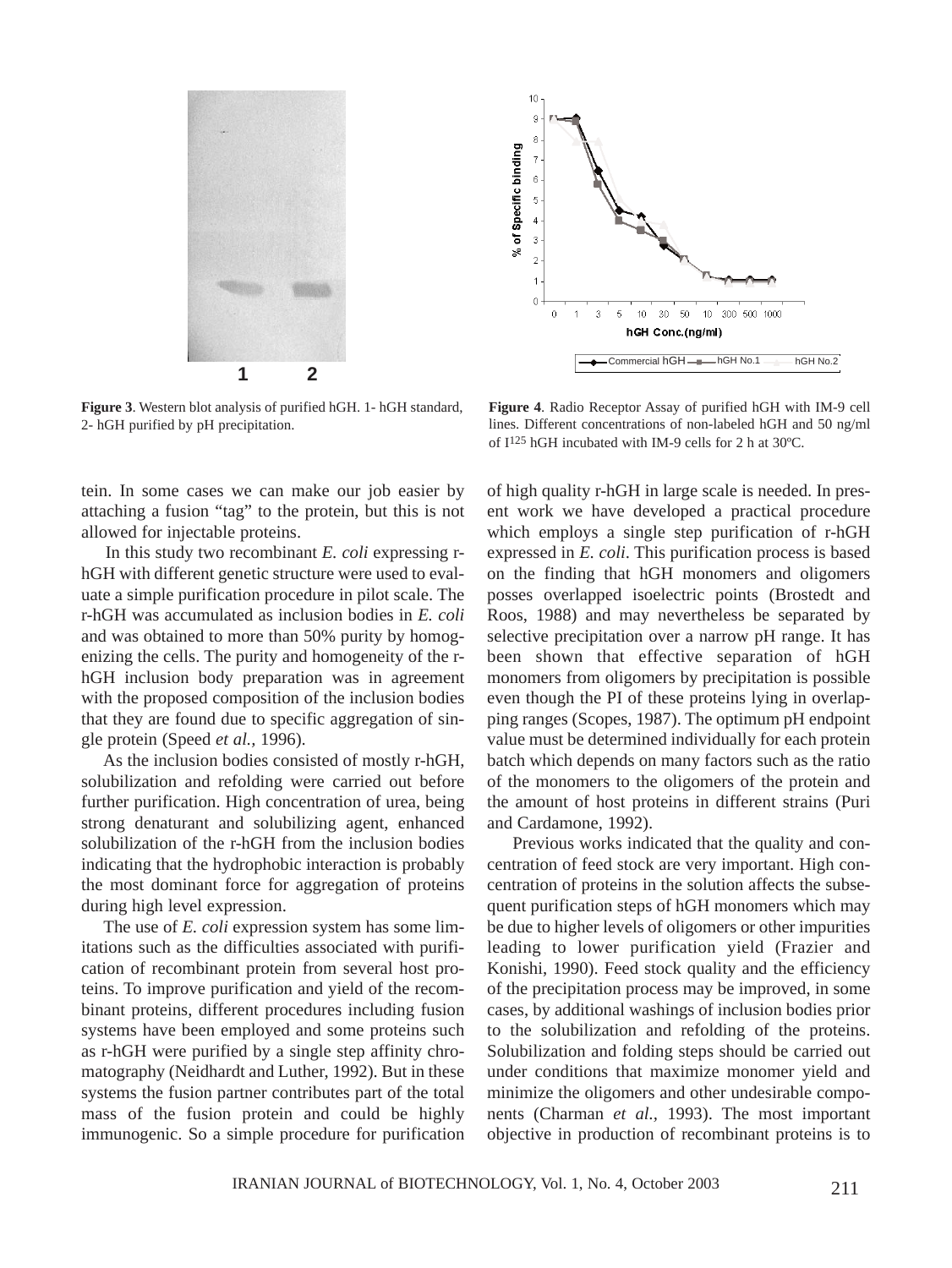**Figure 3**. Western blot analysis of purified hGH. 1- hGH standard, 2- hGH purified by pH precipitation.

**Figure 4**. Radio Receptor Assay of purified hGH with IM-9 cell lines. Different concentrations of non-labeled hGH and 50 ng/ml of $I^{125}$ hGH incubated with IM-9 cells for 2 h at 30ºC.

tein. In some cases we can make our job easier by attaching a fusion "tag" to the protein, but this is not allowed for injectable proteins.

In this study two recombinant *E. coli* expressing r-hGH with different genetic structure were used to evaluate a simple purification procedure in pilot scale. The r-hGH was accumulated as inclusion bodies in *E. coli* and was obtained to more than 50% purity by homogenizing the cells. The purity and homogeneity of the r-hGH inclusion body preparation was in agreement with the proposed composition of the inclusion bodies that they are found due to specific aggregation of single protein (Speed *et al.,* 1996).

As the inclusion bodies consisted of mostly r-hGH, solubilization and refolding were carried out before further purification. High concentration of urea, being strong denaturant and solubilizing agent, enhanced solubilization of the r-hGH from the inclusion bodies indicating that the hydrophobic interaction is probably the most dominant force for aggregation of proteins during high level expression.

The use of *E. coli* expression system has some limitations such as the difficulties associated with purification of recombinant protein from several host proteins. To improve purification and yield of the recombinant proteins, different procedures including fusion systems have been employed and some proteins such as r-hGH were purified by a single step affinity chromatography (Neidhardt and Luther, 1992). But in these systems the fusion partner contributes part of the total mass of the fusion protein and could be highly immunogenic. So a simple procedure for purification of high quality r-hGH in large scale is needed. In present work we have developed a practical procedure which employs a single step purification of r-hGH expressed in *E. coli*. This purification process is based on the finding that hGH monomers and oligomers posses overlapped isoelectric points (Brostedt and Roos, 1988) and may nevertheless be separated by selective precipitation over a narrow pH range. It has been shown that effective separation of hGH monomers from oligomers by precipitation is possible even though the PI of these proteins lying in overlapping ranges (Scopes, 1987). The optimum pH endpoint value must be determined individually for each protein batch which depends on many factors such as the ratio of the monomers to the oligomers of the protein and the amount of host proteins in different strains (Puri and Cardamone, 1992).

Previous works indicated that the quality and concentration of feed stock are very important. High concentration of proteins in the solution affects the subsequent purification steps of hGH monomers which may be due to higher levels of oligomers or other impurities leading to lower purification yield (Frazier and Konishi, 1990). Feed stock quality and the efficiency of the precipitation process may be improved, in some cases, by additional washings of inclusion bodies prior to the solubilization and refolding of the proteins. Solubilization and folding steps should be carried out under conditions that maximize monomer yield and minimize the oligomers and other undesirable components (Charman *et al.,* 1993). The most important objective in production of recombinant proteins is to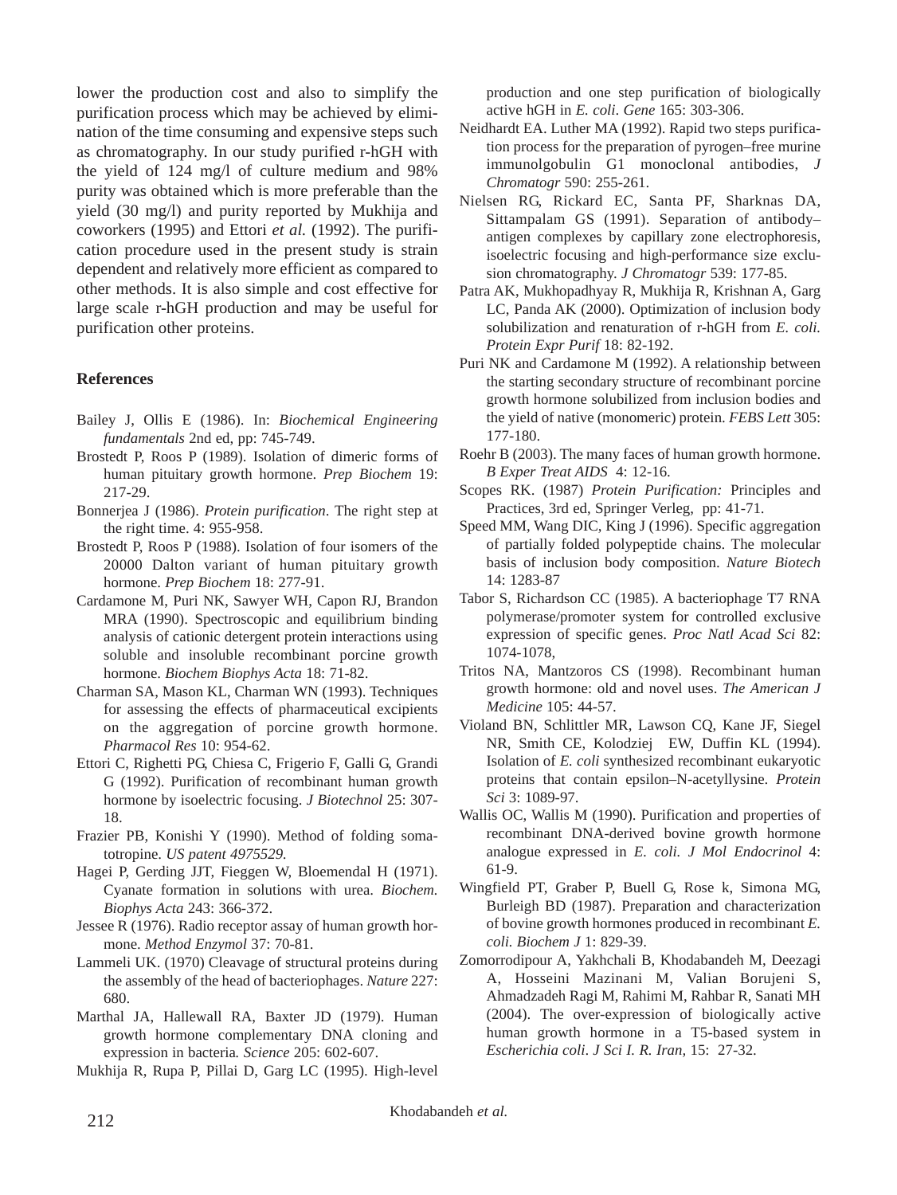lower the production cost and also to simplify the purification process which may be achieved by elimination of the time consuming and expensive steps such as chromatography. In our study purified r-hGH with the yield of 124 mg/l of culture medium and 98% purity was obtained which is more preferable than the yield (30 mg/l) and purity reported by Mukhija and coworkers (1995) and Ettori *et al.* (1992). The purification procedure used in the present study is strain dependent and relatively more efficient as compared to other methods. It is also simple and cost effective for large scale r-hGH production and may be useful for purification other proteins.

**References**

Bailey J, Ollis E (1986). In: *Biochemical Engineering fundamentals* 2nd ed, pp: 745-749.

Brostedt P, Roos P (1989). Isolation of dimeric forms of human pituitary growth hormone. *Prep Biochem* 19: 217-29.

Bonnerjea J (1986). *Protein purification*. The right step at the right time. 4: 955-958.

Brostedt P, Roos P (1988). Isolation of four isomers of the 20000 Dalton variant of human pituitary growth hormone. *Prep Biochem* 18: 277-91.

Cardamone M, Puri NK, Sawyer WH, Capon RJ, Brandon MRA (1990). Spectroscopic and equilibrium binding analysis of cationic detergent protein interactions using soluble and insoluble recombinant porcine growth hormone. *Biochem Biophys Acta* 18: 71-82.

Charman SA, Mason KL, Charman WN (1993). Techniques for assessing the effects of pharmaceutical excipients on the aggregation of porcine growth hormone. *Pharmacol Res* 10: 954-62.

Ettori C, Righetti PG, Chiesa C, Frigerio F, Galli G, Grandi G (1992). Purification of recombinant human growth hormone by isoelectric focusing. *J Biotechnol* 25: 307-18.

Frazier PB, Konishi Y (1990). Method of folding somatotropine. *US patent 4975529.*

Hagei P, Gerding JJT, Fieggen W, Bloemendal H (1971). Cyanate formation in solutions with urea. *Biochem. Biophys Acta* 243: 366-372.

Jessee R (1976). Radio receptor assay of human growth hormone. *Method Enzymol* 37: 70-81.

Lammeli UK. (1970) Cleavage of structural proteins during the assembly of the head of bacteriophages. *Nature* 227: 680.

Marthal JA, Hallewall RA, Baxter JD (1979). Human growth hormone complementary DNA cloning and expression in bacteria. *Science* 205: 602-607.

Mukhija R, Rupa P, Pillai D, Garg LC (1995). High-level production and one step purification of biologically active hGH in *E. coli*. *Gene* 165: 303-306.

Neidhardt EA. Luther MA (1992). Rapid two steps purification process for the preparation of pyrogen–free murine immunolgobulin G1 monoclonal antibodies, *J Chromatogr* 590: 255-261.

Nielsen RG, Rickard EC, Santa PF, Sharknas DA, Sittampalam GS (1991). Separation of antibody–antigen complexes by capillary zone electrophoresis, isoelectric focusing and high-performance size exclusion chromatography. *J Chromatogr* 539: 177-85.

Patra AK, Mukhopadhyay R, Mukhija R, Krishnan A, Garg LC, Panda AK (2000). Optimization of inclusion body solubilization and renaturation of r-hGH from *E. coli. Protein Expr Purif* 18: 82-192.

Puri NK and Cardamone M (1992). A relationship between the starting secondary structure of recombinant porcine growth hormone solubilized from inclusion bodies and the yield of native (monomeric) protein. *FEBS Lett* 305: 177-180.

Roehr B (2003). The many faces of human growth hormone. *B Exper Treat AIDS* 4: 12-16.

Scopes RK. (1987) *Protein Purification:* Principles and Practices, 3rd ed, Springer Verleg, pp: 41-71.

Speed MM, Wang DIC, King J (1996). Specific aggregation of partially folded polypeptide chains. The molecular basis of inclusion body composition. *Nature Biotech* 14: 1283-87

Tabor S, Richardson CC (1985). A bacteriophage T7 RNA polymerase/promoter system for controlled exclusive expression of specific genes. *Proc Natl Acad Sci* 82: 1074-1078,

Tritos NA, Mantzoros CS (1998). Recombinant human growth hormone: old and novel uses. *The American J Medicine* 105: 44-57.

Violand BN, Schlittler MR, Lawson CQ, Kane JF, Siegel NR, Smith CE, Kolodziej EW, Duffin KL (1994). Isolation of *E. coli* synthesized recombinant eukaryotic proteins that contain epsilon–N-acetyllysine. *Protein Sci* 3: 1089-97.

Wallis OC, Wallis M (1990). Purification and properties of recombinant DNA-derived bovine growth hormone analogue expressed in *E. coli. J Mol Endocrinol* 4: 61-9.

Wingfield PT, Graber P, Buell G, Rose k, Simona MG, Burleigh BD (1987). Preparation and characterization of bovine growth hormones produced in recombinant *E. coli. Biochem J* 1: 829-39.

Zomorrodipour A, Yakhchali B, Khodabandeh M, Deezagi A, Hosseini Mazinani M, Valian Borujeni S, Ahmadzadeh Ragi M, Rahimi M, Rahbar R, Sanati MH (2004). The over-expression of biologically active human growth hormone in a T5-based system in *Escherichia coli*. *J Sci I. R. Iran,* 15: 27-32.